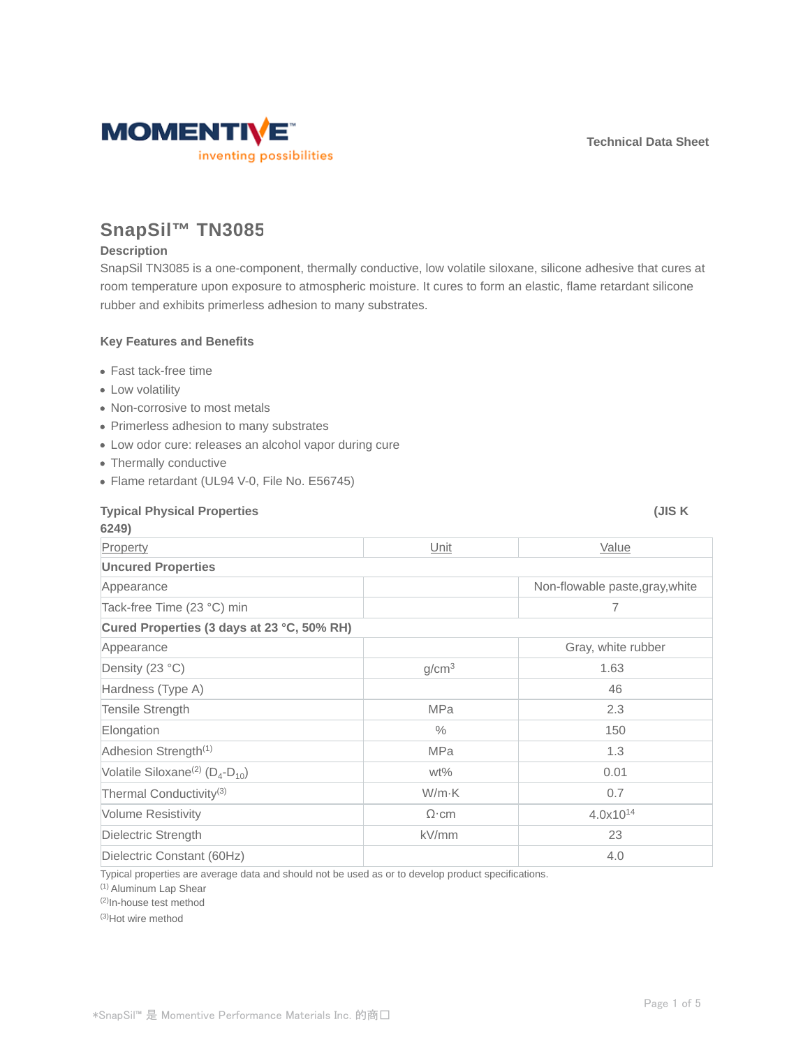Technical Data Sheet

# SnapSil™ TN3085

### Description

SnapSil TN3085 is a one-component, thermally conductive, low volatile siloxane, silicone adhesive that cures at room temperature upon exposure to atmospheric moisture. It cures to form an elastic, flame retardant silicone rubber and exhibits primerless adhesion to many substrates.

### Key Features and Benefits

- Fast tack-free time
- Low volatility
- Non-corrosive to most metals
- Primerless adhesion to many substrates
- Low odor cure: releases an alcohol vapor during cure
- Thermally conductive
- Flame retardant (UL94 V-0, File No. E56745)

### Typical Physical Properties (JIS K 6249)

| Property | Unit | Value |
|---|---|---|
| **Uncured Properties** | | |
| Appearance | | Non-flowable paste,gray,white |
| Tack-free Time (23 °C) min | | 7 |
| **Cured Properties (3 days at 23 °C, 50% RH)** | | |
| Appearance | | Gray, white rubber |
| Density (23 °C) | g/cm$^3$ | 1.63 |
| Hardness (Type A) | | 46 |
| Tensile Strength | MPa | 2.3 |
| Elongation | % | 150 |
| Adhesion Strength[1] | MPa | 1.3 |
| Volatile Siloxane[2] ($D_4$-$D_{10}$) | wt% | 0.01 |
| Thermal Conductivity[3] | W/m·K | 0.7 |
| Volume Resistivity | Ω·cm | $4.0 \times 10^{14}$ |
| Dielectric Strength | kV/mm | 23 |
| Dielectric Constant (60Hz) | | 4.0 |

Typical properties are average data and should not be used as or to develop specifications.

(1) Aluminum Lap Shear

(2) In-house test method

(3) Hot wire method

*SnapSil™ 是 Momentive Performance Materials Inc. 的商口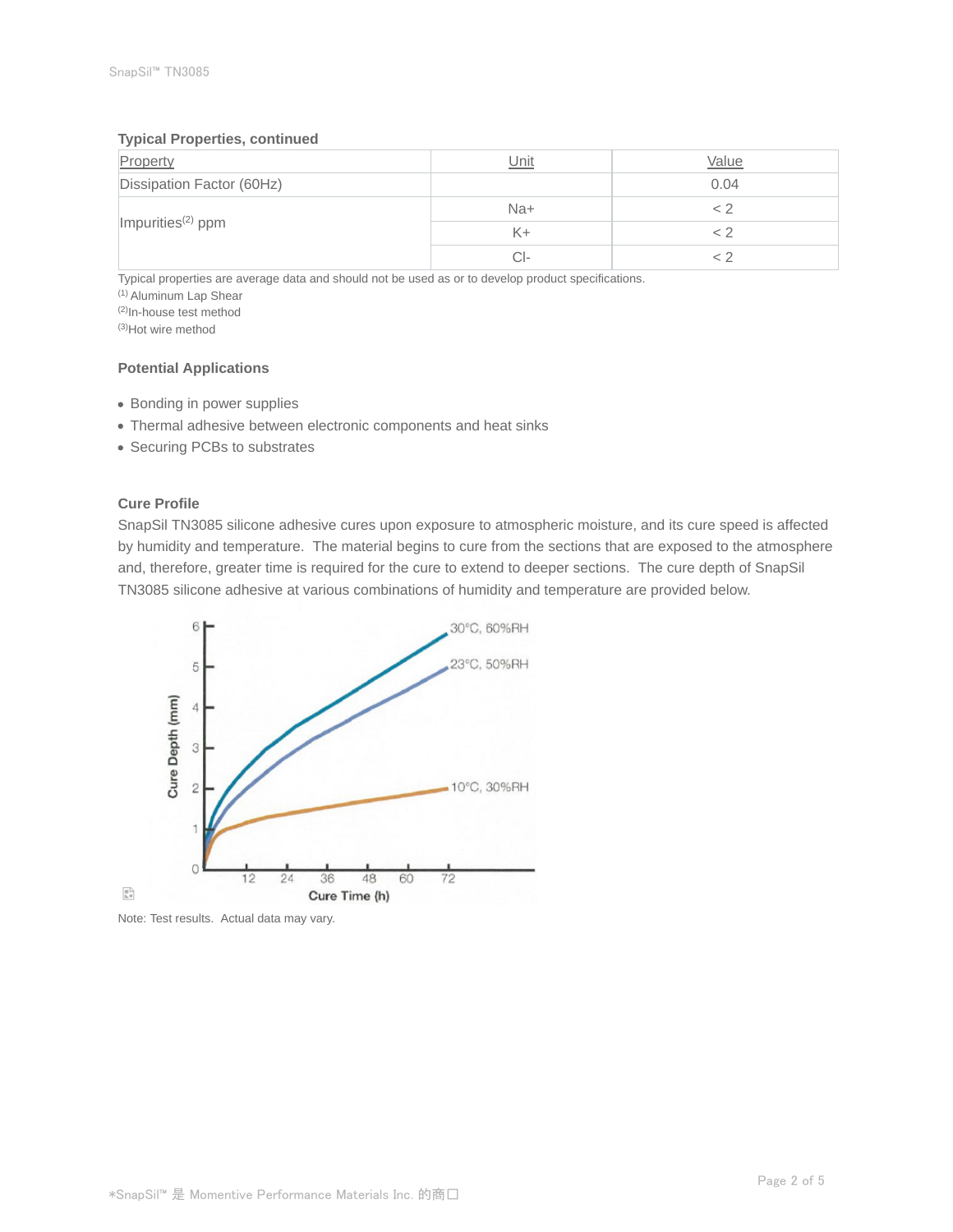### Typical Properties, continued

| Property | Unit | Value |
|---|---|---|
| Dissipation Factor (60Hz) | | 0.04 |
| Impurities[(2)] ppm | Na+ | < 2 |
| | K+ | < 2 |
| | Cl- | < 2 |

Typical properties are average data and should not be used as or to develop product specifications.
[(1)] Aluminum Lap Shear
[(2)]In-house test method
[(3)]Hot wire method

### Potential Applications

- Bonding in power supplies
- Thermal adhesive between electronic components and heat sinks
- Securing PCBs to substrates

### Cure Profile

SnapSil TN3085 silicone adhesive cures upon exposure to atmospheric moisture, and its cure speed is affected by humidity and temperature. The material begins to cure from the sections that are exposed to the atmosphere and, therefore, greater time is required for the cure to extend to deeper sections. The cure depth of SnapSil TN3085 silicone adhesive at various combinations of humidity and temperature are provided below.

Note: Test results. Actual data may vary.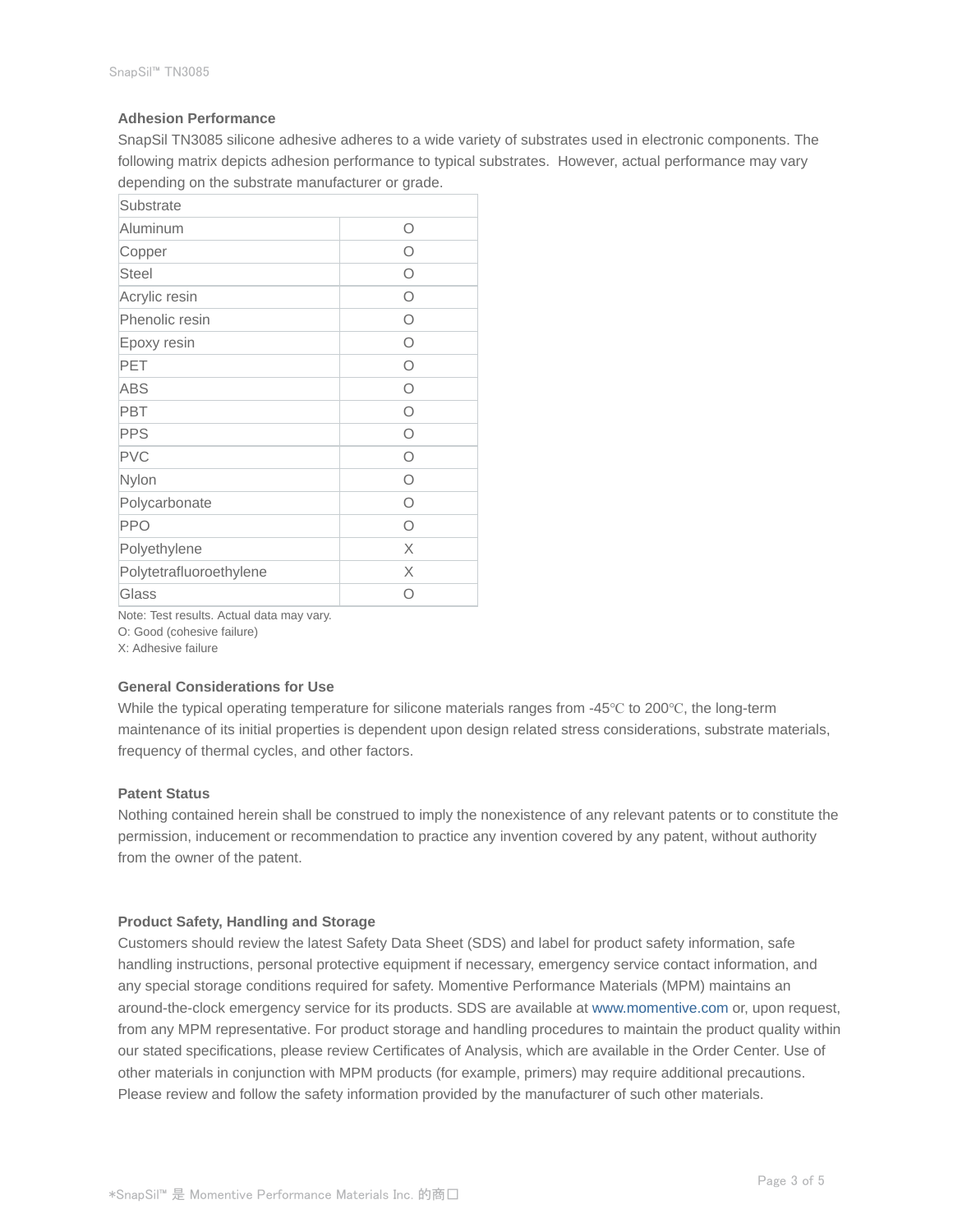### Adhesion Performance

SnapSil TN3085 silicone adhesive adheres to a wide variety of substrates used in electronic components. The following matrix depicts adhesion performance to typical substrates. However, actual performance may vary depending on the substrate manufacturer or grade.

| Substrate | |
|---|---|
| Aluminum | O |
| Copper | O |
| Steel | O |
| Acrylic resin | O |
| Phenolic resin | O |
| Epoxy resin | O |
| PET | O |
| ABS | O |
| PBT | O |
| PPS | O |
| PVC | O |
| Nylon | O |
| Polycarbonate | O |
| PPO | O |
| Polyethylene | X |
| Polytetrafluoroethylene | X |
| Glass | O |

Note: Test results. Actual data may vary.
O: Good (cohesive failure)
X: Adhesive failure

### General Considerations for Use

While the typical operating temperature for silicone materials ranges from -45℃ to 200℃, the long-term maintenance of its initial properties is dependent upon design related stress considerations, substrate materials, frequency of thermal cycles, and other factors.

### Patent Status

Nothing contained herein shall be construed to imply the nonexistence of any relevant patents or to constitute the permission, inducement or recommendation to practice any invention covered by any patent, without authority from the owner of the patent.

### Product Safety, Handling and Storage

Customers should review the latest Safety Data Sheet (SDS) and label for product safety information, safe handling instructions, personal protective equipment if necessary, emergency service contact information, and any special storage conditions required for safety. Momentive Performance Materials (MPM) maintains an around-the-clock emergency service for its products. SDS are available at www.momentive.com or, upon request, from any MPM representative. For product storage and handling procedures to maintain the product quality within our stated specifications, please review Certificates of Analysis, which are available in the Order Center. Use of other materials in conjunction with MPM products (for example, primers) may require additional precautions. Please review and follow the safety information provided by the manufacturer of such other materials.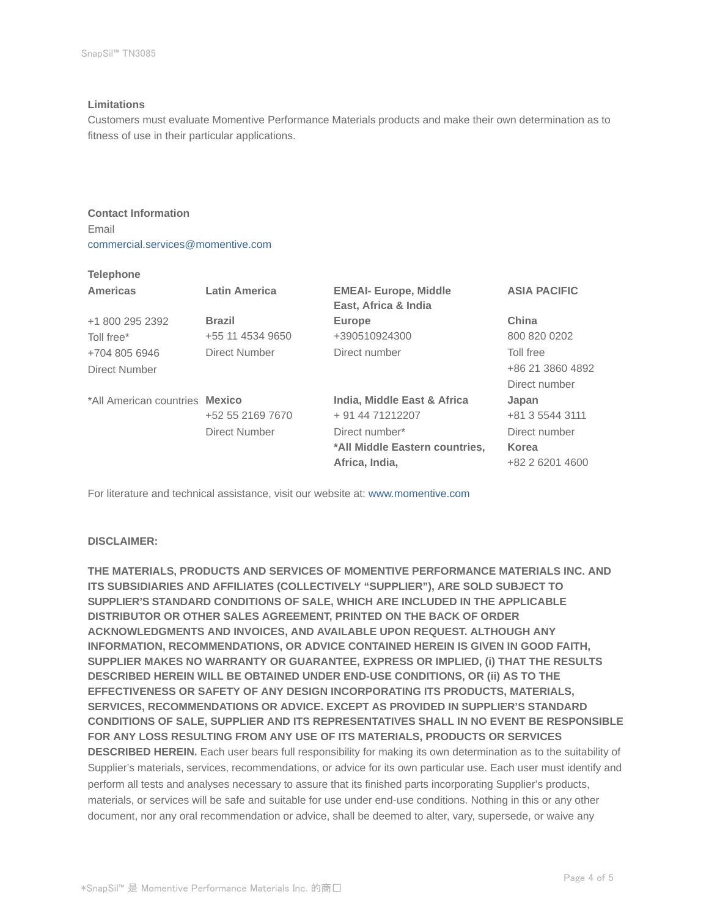## Limitations

Customers must evaluate Momentive Performance Materials products and make their own determination as to fitness of use in their particular applications.

## Contact Information

Email

commercial.services@momentive.com

**Telephone**

| **Americas** | **Latin America** | **EMEAI- Europe, Middle East, Africa & India** | **ASIA PACIFIC** |
|---|---|---|---|
| +1 800 295 2392<br>Toll free*<br>+704 805 6946<br>Direct Number | **Brazil**<br>+55 11 4534 9650<br>Direct Number | **Europe**<br>+390510924300<br>Direct number | **China**<br>800 820 0202<br>Toll free<br>+86 21 3860 4892<br>Direct number |
| *All American countries | **Mexico**<br>+52 55 2169 7670<br>Direct Number | **India, Middle East & Africa**<br>+ 91 44 71212207<br>Direct number*<br>**\*All Middle Eastern countries, Africa, India,** | **Japan**<br>+81 3 5544 3111<br>Direct number<br>**Korea**<br>+82 2 6201 4600 |

For literature and technical assistance, visit our website at: www.momentive.com

**DISCLAIMER:**

**THE MATERIALS, PRODUCTS AND SERVICES OF MOMENTIVE PERFORMANCE MATERIALS INC. AND ITS SUBSIDIARIES AND AFFILIATES (COLLECTIVELY "SUPPLIER"), ARE SOLD SUBJECT TO SUPPLIER'S STANDARD CONDITIONS OF SALE, WHICH ARE INCLUDED IN THE APPLICABLE DISTRIBUTOR OR OTHER SALES AGREEMENT, PRINTED ON THE BACK OF ORDER ACKNOWLEDGMENTS AND INVOICES, AND AVAILABLE UPON REQUEST. ALTHOUGH ANY INFORMATION, RECOMMENDATIONS, OR ADVICE CONTAINED HEREIN IS GIVEN IN GOOD FAITH, SUPPLIER MAKES NO WARRANTY OR GUARANTEE, EXPRESS OR IMPLIED, (i) THAT THE RESULTS DESCRIBED HEREIN WILL BE OBTAINED UNDER END-USE CONDITIONS, OR (ii) AS TO THE EFFECTIVENESS OR SAFETY OF ANY DESIGN INCORPORATING ITS PRODUCTS, MATERIALS, SERVICES, RECOMMENDATIONS OR ADVICE. EXCEPT AS PROVIDED IN SUPPLIER'S STANDARD CONDITIONS OF SALE, SUPPLIER AND ITS REPRESENTATIVES SHALL IN NO EVENT BE RESPONSIBLE FOR ANY LOSS RESULTING FROM ANY USE OF ITS MATERIALS, PRODUCTS OR SERVICES DESCRIBED HEREIN.** Each user bears full responsibility for making its own determination as to the suitability of Supplier's materials, services, recommendations, or advice for its own particular use. Each user must identify and perform all tests and analyses necessary to assure that its finished parts incorporating Supplier's products, materials, or services will be safe and suitable for use under end-use conditions. Nothing in this or any other document, nor any oral recommendation or advice, shall be deemed to alter, vary, supersede, or waive any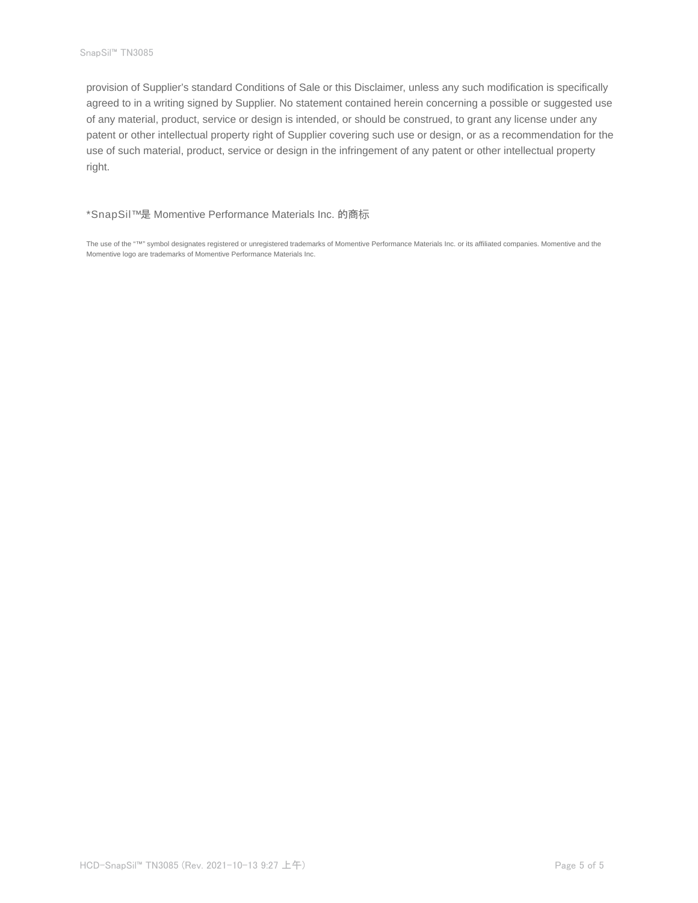provision of Supplier's standard Conditions of Sale or this Disclaimer, unless any such modification is specifically agreed to in a writing signed by Supplier. No statement contained herein concerning a possible or suggested use of any material, product, service or design is intended, or should be construed, to grant any license under any patent or other intellectual property right of Supplier covering such use or design, or as a recommendation for the use of such material, product, service or design in the infringement of any patent or other intellectual property right.

*SnapSil™是 Momentive Performance Materials Inc. 的商标

The use of the "™" symbol designates registered or unregistered trademarks of Momentive Performance Materials Inc. or its affiliated companies. Momentive and the Momentive logo are trademarks of Momentive Performance Materials Inc.